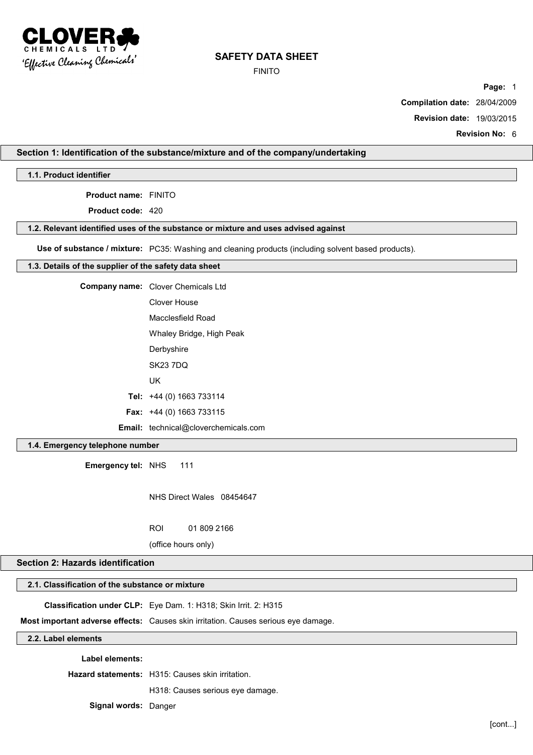# SAFETY DATA SHEET

FINITO

**Compilation date:** 28/04/2009

**Revision date:** 19/03/2015

**Revision No:** 6

## Section 1: Identification of the substance/mixture and of the company/undertaking

### 1.1. Product identifier

**Product name:** FINITO

**Product code:** 420

### 1.2. Relevant identified uses of the substance or mixture and uses advised against

**Use of substance / mixture:** PC35: Washing and cleaning products (including solvent based products).

### 1.3. Details of the supplier of the safety data sheet

**Company name:** Clover Chemicals Ltd

Clover House

Macclesfield Road

Whaley Bridge, High Peak

Derbyshire

SK23 7DQ

UK

**Tel:** +44 (0) 1663 733114

**Fax:** +44 (0) 1663 733115

**Email:** technical@cloverchemicals.com

### 1.4. Emergency telephone number

**Emergency tel:** NHS 111

NHS Direct Wales 08454647

ROI 01 809 2166

(office hours only)

## Section 2: Hazards identification

### 2.1. Classification of the substance or mixture

**Classification under CLP:** Eye Dam. 1: H318; Skin Irrit. 2: H315

**Most important adverse effects:** Causes skin irritation. Causes serious eye damage.

### 2.2. Label elements

**Label elements:**

**Hazard statements:** H315: Causes skin irritation.

H318: Causes serious eye damage.

**Signal words:** Danger

[cont...]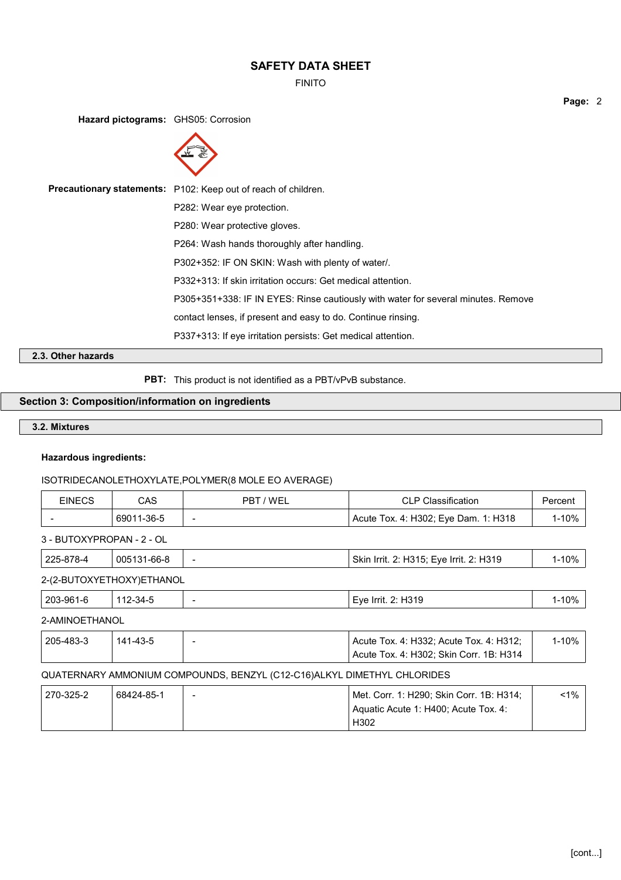**Hazard pictograms:** GHS05: Corrosion

**Precautionary statements:** P102: Keep out of reach of children.

P282: Wear eye protection.

P280: Wear protective gloves.

P264: Wash hands thoroughly after handling.

P302+352: IF ON SKIN: Wash with plenty of water/.

P332+313: If skin irritation occurs: Get medical attention.

P305+351+338: IF IN EYES: Rinse cautiously with water for several minutes. Remove contact lenses, if present and easy to do. Continue rinsing.

P337+313: If eye irritation persists: Get medical attention.

### 2.3. Other hazards

**PBT:** This product is not identified as a PBT/vPvB substance.

## Section 3: Composition/information on ingredients

### 3.2. Mixtures

**Hazardous ingredients:**

ISOTRIDECANOLETHOXYLATE,POLYMER(8 MOLE EO AVERAGE)

| EINECS | CAS | PBT / WEL | CLP Classification | Percent |
|---|---|---|---|---|
| - | 69011-36-5 | - | Acute Tox. 4: H302; Eye Dam. 1: H318 | 1-10% |

3 - BUTOXYPROPAN - 2 - OL

| EINECS | CAS | PBT / WEL | CLP Classification | Percent |
|---|---|---|---|---|
| 225-878-4 | 005131-66-8 | - | Skin Irrit. 2: H315; Eye Irrit. 2: H319 | 1-10% |

2-(2-BUTOXYETHOXY)ETHANOL

| EINECS | CAS | PBT / WEL | CLP Classification | Percent |
|---|---|---|---|---|
| 203-961-6 | 112-34-5 | - | Eye Irrit. 2: H319 | 1-10% |

2-AMINOETHANOL

| EINECS | CAS | PBT / WEL | CLP Classification | Percent |
|---|---|---|---|---|
| 205-483-3 | 141-43-5 | - | Acute Tox. 4: H332; Acute Tox. 4: H312; Acute Tox. 4: H302; Skin Corr. 1B: H314 | 1-10% |

QUATERNARY AMMONIUM COMPOUNDS, BENZYL (C12-C16)ALKYL DIMETHYL CHLORIDES

| EINECS | CAS | PBT / WEL | CLP Classification | Percent |
|---|---|---|---|---|
| 270-325-2 | 68424-85-1 | - | Met. Corr. 1: H290; Skin Corr. 1B: H314; Aquatic Acute 1: H400; Acute Tox. 4: H302 | <1% |

[cont...]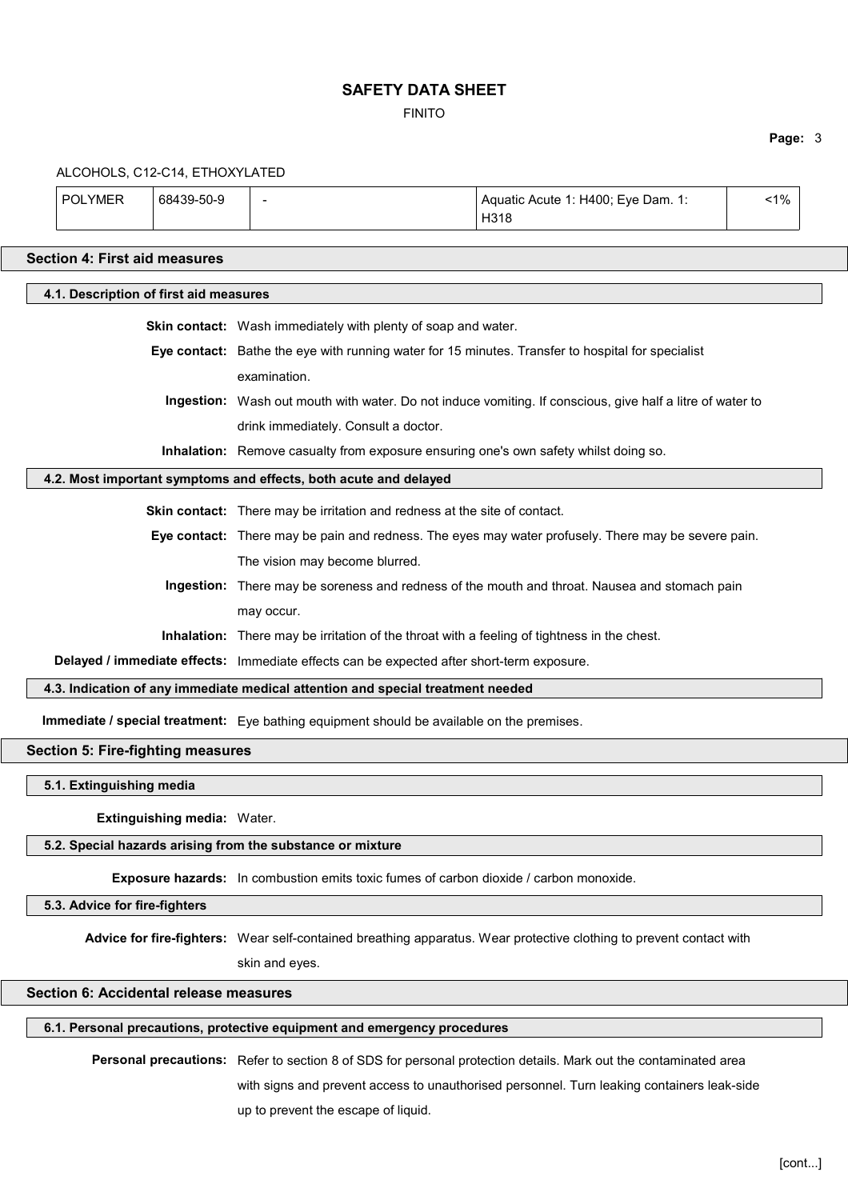ALCOHOLS, C12-C14, ETHOXYLATED

| POLYMER | 68439-50-9 | - | Aquatic Acute 1: H400; Eye Dam. 1: H318 | <1% |
|---|---|---|---|---|

## Section 4: First aid measures

### 4.1. Description of first aid measures

**Skin contact:** Wash immediately with plenty of soap and water.

**Eye contact:** Bathe the eye with running water for 15 minutes. Transfer to hospital for specialist examination.

**Ingestion:** Wash out mouth with water. Do not induce vomiting. If conscious, give half a litre of water to drink immediately. Consult a doctor.

**Inhalation:** Remove casualty from exposure ensuring one's own safety whilst doing so.

### 4.2. Most important symptoms and effects, both acute and delayed

**Skin contact:** There may be irritation and redness at the site of contact.

**Eye contact:** There may be pain and redness. The eyes may water profusely. There may be severe pain. The vision may become blurred.

**Ingestion:** There may be soreness and redness of the mouth and throat. Nausea and stomach pain may occur.

**Inhalation:** There may be irritation of the throat with a feeling of tightness in the chest.

**Delayed / immediate effects:** Immediate effects can be expected after short-term exposure.

### 4.3. Indication of any immediate medical attention and special treatment needed

**Immediate / special treatment:** Eye bathing equipment should be available on the premises.

## Section 5: Fire-fighting measures

### 5.1. Extinguishing media

**Extinguishing media:** Water.

### 5.2. Special hazards arising from the substance or mixture

**Exposure hazards:** In combustion emits toxic fumes of carbon dioxide / carbon monoxide.

### 5.3. Advice for fire-fighters

**Advice for fire-fighters:** Wear self-contained breathing apparatus. Wear protective clothing to prevent contact with skin and eyes.

## Section 6: Accidental release measures

### 6.1. Personal precautions, protective equipment and emergency procedures

**Personal precautions:** Refer to section 8 of SDS for personal protection details. Mark out the contaminated area with signs and prevent access to unauthorised personnel. Turn leaking containers leak-side up to prevent the escape of liquid.

[cont...]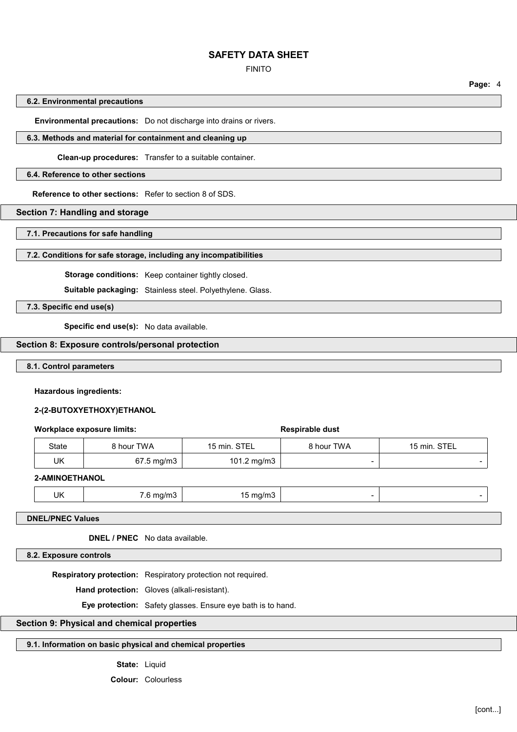### 6.2. Environmental precautions

**Environmental precautions:** Do not discharge into drains or rivers.

### 6.3. Methods and material for containment and cleaning up

**Clean-up procedures:** Transfer to a suitable container.

### 6.4. Reference to other sections

**Reference to other sections:** Refer to section 8 of SDS.

## Section 7: Handling and storage

### 7.1. Precautions for safe handling

### 7.2. Conditions for safe storage, including any incompatibilities

**Storage conditions:** Keep container tightly closed.

**Suitable packaging:** Stainless steel. Polyethylene. Glass.

### 7.3. Specific end use(s)

**Specific end use(s):** No data available.

## Section 8: Exposure controls/personal protection

### 8.1. Control parameters

**Hazardous ingredients:**

**2-(2-BUTOXYETHOXY)ETHANOL**

**Workplace exposure limits:**

| | | | Respirable dust | |
|---|---|---|---|---|
| State | 8 hour TWA | 15 min. STEL | 8 hour TWA | 15 min. STEL |
| UK | 67.5 mg/m3 | 101.2 mg/m3 | - | - |

**2-AMINOETHANOL**

| | | | | |
|---|---|---|---|---|
| UK | 7.6 mg/m3 | 15 mg/m3 | - | - |

### DNEL/PNEC Values

**DNEL / PNEC** No data available.

### 8.2. Exposure controls

**Respiratory protection:** Respiratory protection not required.

**Hand protection:** Gloves (alkali-resistant).

**Eye protection:** Safety glasses. Ensure eye bath is to hand.

## Section 9: Physical and chemical properties

### 9.1. Information on basic physical and chemical properties

**State:** Liquid

**Colour:** Colourless

[cont...]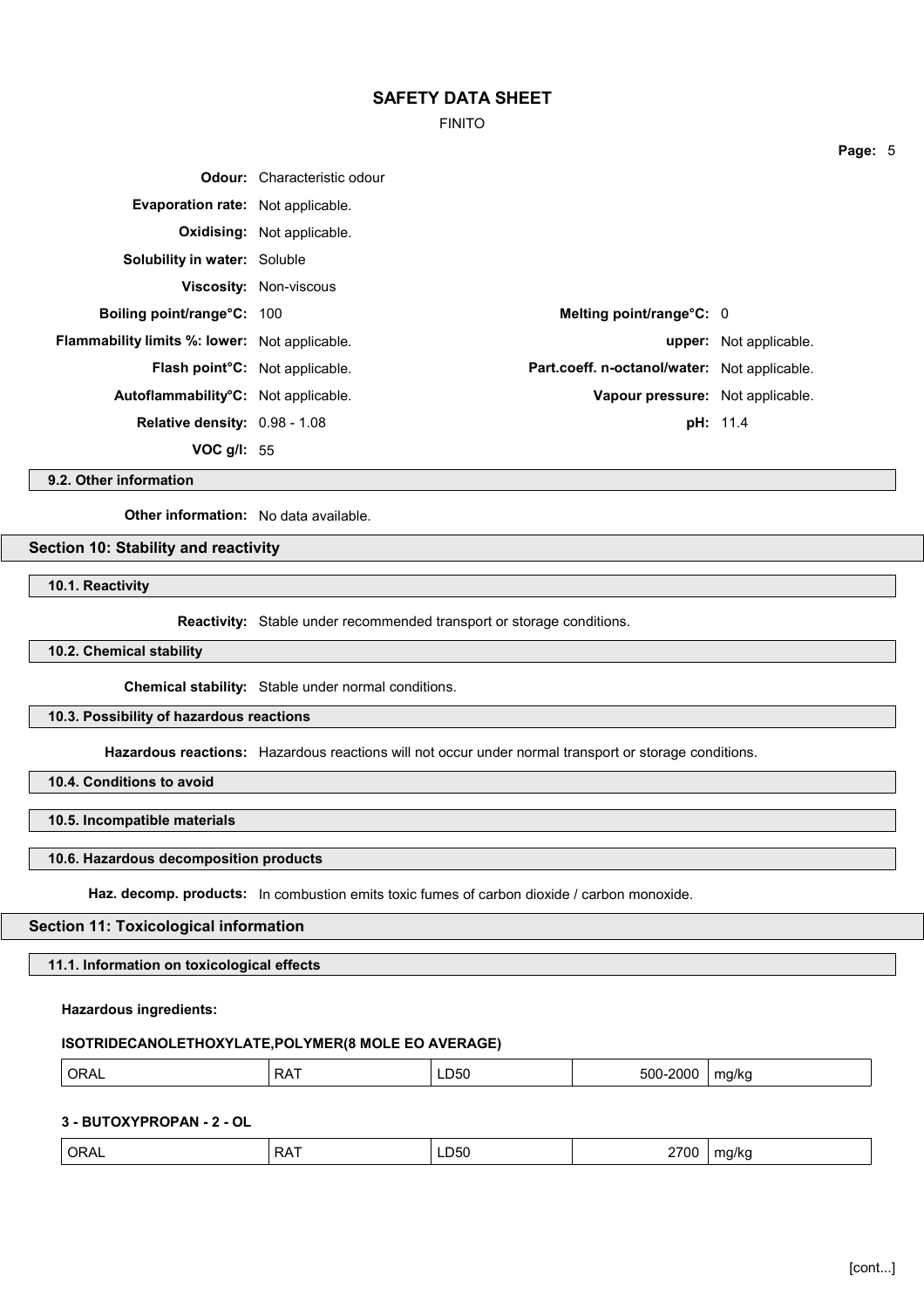**Odour:** Characteristic odour

**Evaporation rate:** Not applicable.

**Oxidising:** Not applicable.

**Solubility in water:** Soluble

**Viscosity:** Non-viscous

**Boiling point/range°C:** 100 | **Melting point/range°C:** 0

**Flammability limits %: lower:** Not applicable. | **upper:** Not applicable.

**Flash point°C:** Not applicable. | **Part.coeff. n-octanol/water:** Not applicable.

**Autoflammability°C:** Not applicable. | **Vapour pressure:** Not applicable.

**Relative density:** 0.98 - 1.08 | **pH:** 11.4

**VOC g/l:** 55

### 9.2. Other information

**Other information:** No data available.

## Section 10: Stability and reactivity

### 10.1. Reactivity

**Reactivity:** Stable under recommended transport or storage conditions.

### 10.2. Chemical stability

**Chemical stability:** Stable under normal conditions.

### 10.3. Possibility of hazardous reactions

**Hazardous reactions:** Hazardous reactions will not occur under normal transport or storage conditions.

### 10.4. Conditions to avoid

### 10.5. Incompatible materials

### 10.6. Hazardous decomposition products

**Haz. decomp. products:** In combustion emits toxic fumes of carbon dioxide / carbon monoxide.

## Section 11: Toxicological information

### 11.1. Information on toxicological effects

**Hazardous ingredients:**

**ISOTRIDECANOLETHOXYLATE,POLYMER(8 MOLE EO AVERAGE)**

| ORAL | RAT | LD50 | 500-2000 | mg/kg |
|---|---|---|---|---|

**3 - BUTOXYPROPAN - 2 - OL**

| ORAL | RAT | LD50 | 2700 | mg/kg |
|---|---|---|---|---|

[cont...]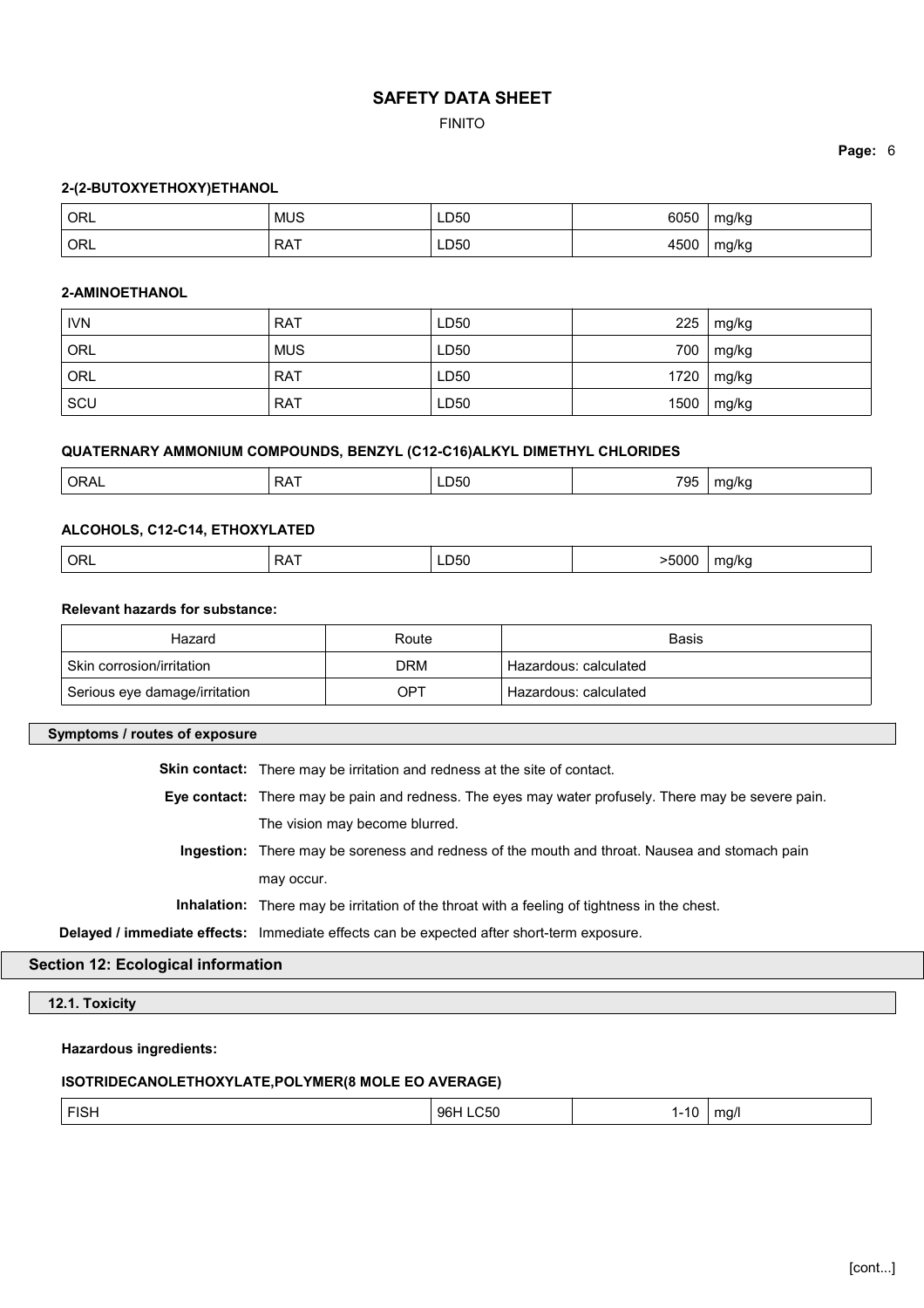**2-(2-BUTOXYETHOXY)ETHANOL**

| | | | | |
|---|---|---|---|---|
| ORL | MUS | LD50 | 6050 | mg/kg |
| ORL | RAT | LD50 | 4500 | mg/kg |

**2-AMINOETHANOL**

| | | | | |
|---|---|---|---|---|
| IVN | RAT | LD50 | 225 | mg/kg |
| ORL | MUS | LD50 | 700 | mg/kg |
| ORL | RAT | LD50 | 1720 | mg/kg |
| SCU | RAT | LD50 | 1500 | mg/kg |

**QUATERNARY AMMONIUM COMPOUNDS, BENZYL (C12-C16)ALKYL DIMETHYL CHLORIDES**

| | | | | |
|---|---|---|---|---|
| ORAL | RAT | LD50 | 795 | mg/kg |

**ALCOHOLS, C12-C14, ETHOXYLATED**

| | | | | |
|---|---|---|---|---|
| ORL | RAT | LD50 | >5000 | mg/kg |

**Relevant hazards for substance:**

| Hazard | Route | Basis |
|---|---|---|
| Skin corrosion/irritation | DRM | Hazardous: calculated |
| Serious eye damage/irritation | OPT | Hazardous: calculated |

### Symptoms / routes of exposure

**Skin contact:** There may be irritation and redness at the site of contact.

**Eye contact:** There may be pain and redness. The eyes may water profusely. There may be severe pain. The vision may become blurred.

**Ingestion:** There may be soreness and redness of the mouth and throat. Nausea and stomach pain may occur.

**Inhalation:** There may be irritation of the throat with a feeling of tightness in the chest.

**Delayed / immediate effects:** Immediate effects can be expected after short-term exposure.

## Section 12: Ecological information

### 12.1. Toxicity

**Hazardous ingredients:**

**ISOTRIDECANOLETHOXYLATE,POLYMER(8 MOLE EO AVERAGE)**

| | | | |
|---|---|---|---|
| FISH | 96H LC50 | 1-10 | mg/l |

[cont...]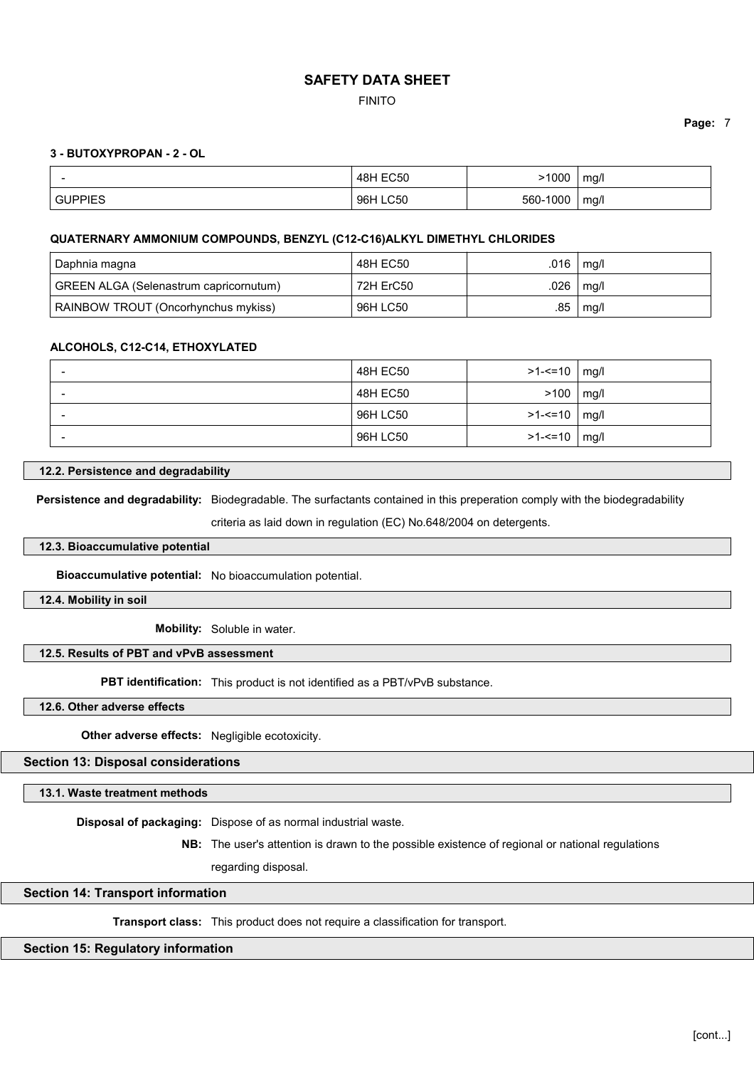**3 - BUTOXYPROPAN - 2 - OL**

| | | | |
|---|---|---|---|
| - | 48H EC50 | >1000 | mg/l |
| GUPPIES | 96H LC50 | 560-1000 | mg/l |

**QUATERNARY AMMONIUM COMPOUNDS, BENZYL (C12-C16)ALKYL DIMETHYL CHLORIDES**

| | | | |
|---|---|---|---|
| Daphnia magna | 48H EC50 | .016 | mg/l |
| GREEN ALGA (Selenastrum capricornutum) | 72H ErC50 | .026 | mg/l |
| RAINBOW TROUT (Oncorhynchus mykiss) | 96H LC50 | .85 | mg/l |

**ALCOHOLS, C12-C14, ETHOXYLATED**

| | | | |
|---|---|---|---|
| - | 48H EC50 | >1-<=10 | mg/l |
| - | 48H EC50 | >100 | mg/l |
| - | 96H LC50 | >1-<=10 | mg/l |
| - | 96H LC50 | >1-<=10 | mg/l |

### 12.2. Persistence and degradability

**Persistence and degradability:** Biodegradable. The surfactants contained in this preperation comply with the biodegradability criteria as laid down in regulation (EC) No.648/2004 on detergents.

### 12.3. Bioaccumulative potential

**Bioaccumulative potential:** No bioaccumulation potential.

### 12.4. Mobility in soil

**Mobility:** Soluble in water.

### 12.5. Results of PBT and vPvB assessment

**PBT identification:** This product is not identified as a PBT/vPvB substance.

### 12.6. Other adverse effects

**Other adverse effects:** Negligible ecotoxicity.

## Section 13: Disposal considerations

### 13.1. Waste treatment methods

**Disposal of packaging:** Dispose of as normal industrial waste.

**NB:** The user's attention is drawn to the possible existence of regional or national regulations regarding disposal.

## Section 14: Transport information

**Transport class:** This product does not require a classification for transport.

## Section 15: Regulatory information

[cont...]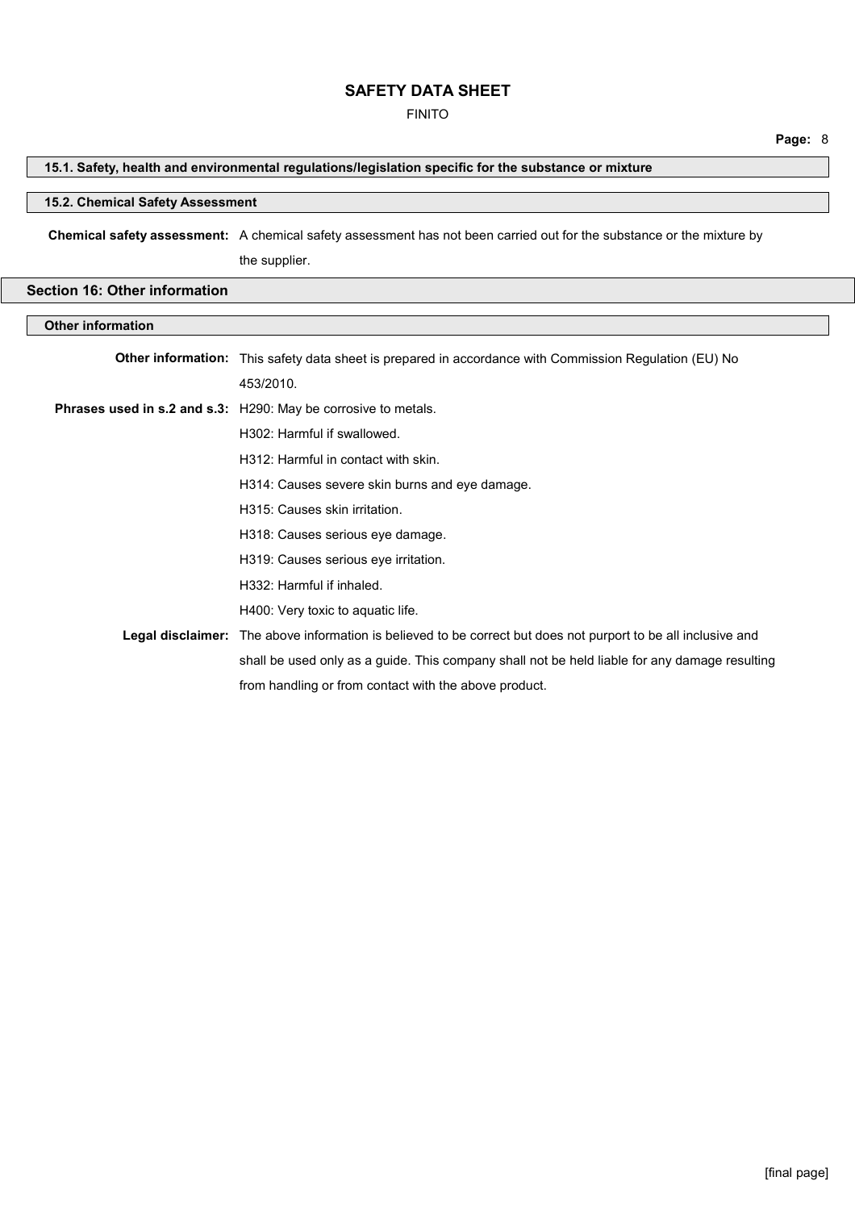### 15.1. Safety, health and environmental regulations/legislation specific for the substance or mixture

### 15.2. Chemical Safety Assessment

**Chemical safety assessment:** A chemical safety assessment has not been carried out for the substance or the mixture by the supplier.

## Section 16: Other information

### Other information

**Other information:** This safety data sheet is prepared in accordance with Commission Regulation (EU) No 453/2010.

**Phrases used in s.2 and s.3:** H290: May be corrosive to metals.

H302: Harmful if swallowed.

H312: Harmful in contact with skin.

H314: Causes severe skin burns and eye damage.

H315: Causes skin irritation.

H318: Causes serious eye damage.

H319: Causes serious eye irritation.

H332: Harmful if inhaled.

H400: Very toxic to aquatic life.

**Legal disclaimer:** The above information is believed to be correct but does not purport to be all inclusive and shall be used only as a guide. This company shall not be held liable for any damage resulting from handling or from contact with the above product.

[final page]